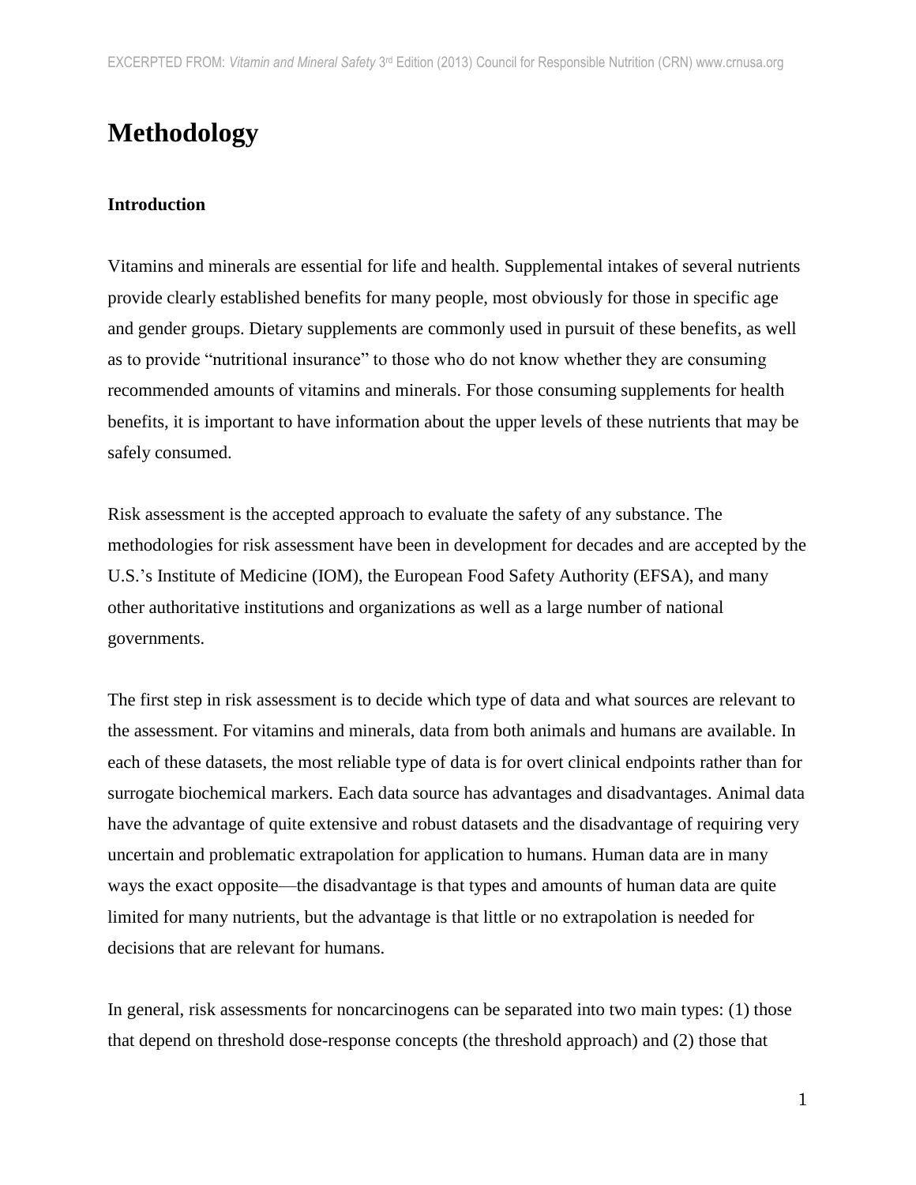# Methodology

### Introduction

Vitamins and minerals are essential for life and health. Supplemental intakes of several nutrients provide clearly established benefits for many people, most obviously for those in specific age and gender groups. Dietary supplements are commonly used in pursuit of these benefits, as well as to provide "nutritional insurance" to those who do not know whether they are consuming recommended amounts of vitamins and minerals. For those consuming supplements for health benefits, it is important to have information about the upper levels of these nutrients that may be safely consumed.

Risk assessment is the accepted approach to evaluate the safety of any substance. The methodologies for risk assessment have been in development for decades and are accepted by the U.S.'s Institute of Medicine (IOM), the European Food Safety Authority (EFSA), and many other authoritative institutions and organizations as well as a large number of national governments.

The first step in risk assessment is to decide which type of data and what sources are relevant to the assessment. For vitamins and minerals, data from both animals and humans are available. In each of these datasets, the most reliable type of data is for overt clinical endpoints rather than for surrogate biochemical markers. Each data source has advantages and disadvantages. Animal data have the advantage of quite extensive and robust datasets and the disadvantage of requiring very uncertain and problematic extrapolation for application to humans. Human data are in many ways the exact opposite—the disadvantage is that types and amounts of human data are quite limited for many nutrients, but the advantage is that little or no extrapolation is needed for decisions that are relevant for humans.

In general, risk assessments for noncarcinogens can be separated into two main types: (1) those that depend on threshold dose-response concepts (the threshold approach) and (2) those that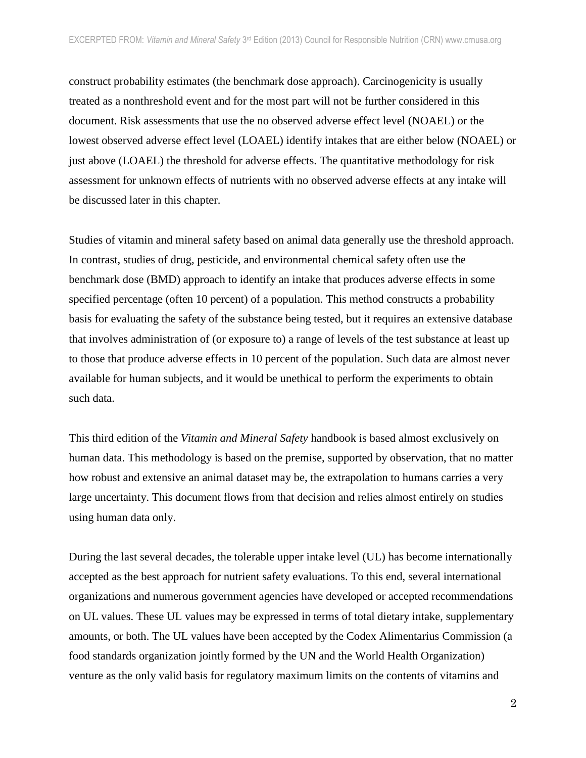construct probability estimates (the benchmark dose approach). Carcinogenicity is usually treated as a nonthreshold event and for the most part will not be further considered in this document. Risk assessments that use the no observed adverse effect level (NOAEL) or the lowest observed adverse effect level (LOAEL) identify intakes that are either below (NOAEL) or just above (LOAEL) the threshold for adverse effects. The quantitative methodology for risk assessment for unknown effects of nutrients with no observed adverse effects at any intake will be discussed later in this chapter.

Studies of vitamin and mineral safety based on animal data generally use the threshold approach. In contrast, studies of drug, pesticide, and environmental chemical safety often use the benchmark dose (BMD) approach to identify an intake that produces adverse effects in some specified percentage (often 10 percent) of a population. This method constructs a probability basis for evaluating the safety of the substance being tested, but it requires an extensive database that involves administration of (or exposure to) a range of levels of the test substance at least up to those that produce adverse effects in 10 percent of the population. Such data are almost never available for human subjects, and it would be unethical to perform the experiments to obtain such data.

This third edition of the *Vitamin and Mineral Safety* handbook is based almost exclusively on human data. This methodology is based on the premise, supported by observation, that no matter how robust and extensive an animal dataset may be, the extrapolation to humans carries a very large uncertainty. This document flows from that decision and relies almost entirely on studies using human data only.

During the last several decades, the tolerable upper intake level (UL) has become internationally accepted as the best approach for nutrient safety evaluations. To this end, several international organizations and numerous government agencies have developed or accepted recommendations on UL values. These UL values may be expressed in terms of total dietary intake, supplementary amounts, or both. The UL values have been accepted by the Codex Alimentarius Commission (a food standards organization jointly formed by the UN and the World Health Organization) venture as the only valid basis for regulatory maximum limits on the contents of vitamins and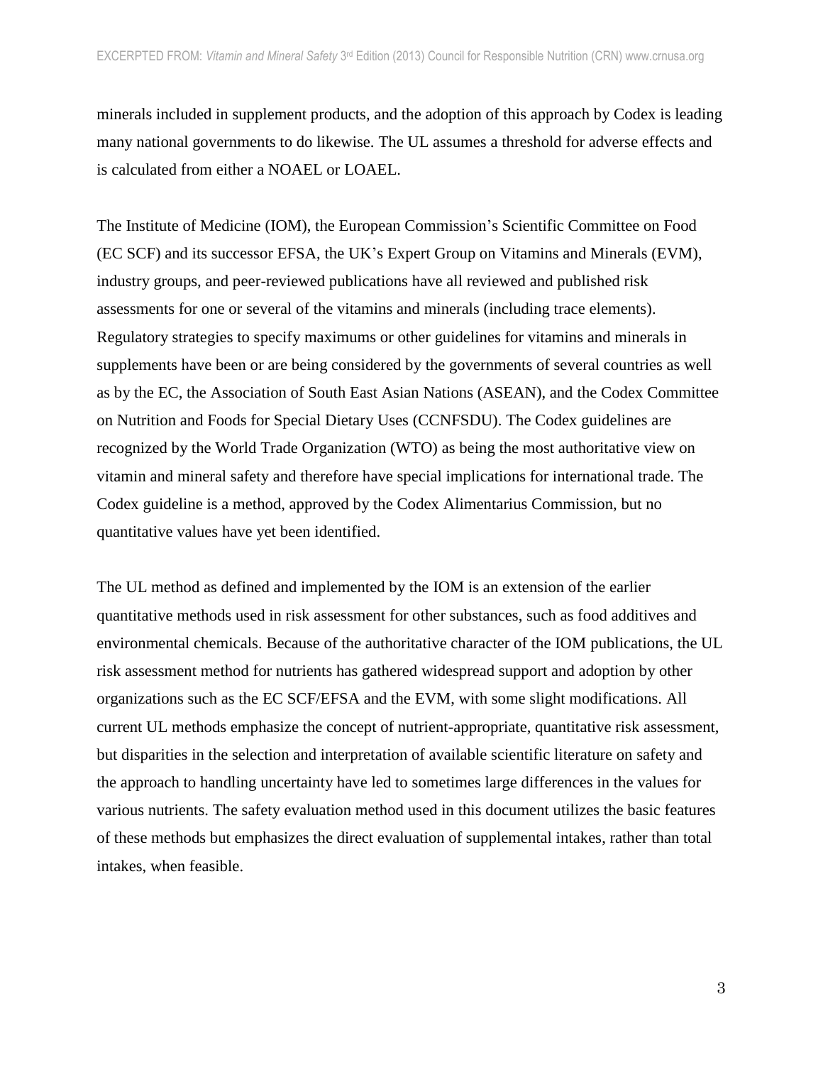minerals included in supplement products, and the adoption of this approach by Codex is leading many national governments to do likewise. The UL assumes a threshold for adverse effects and is calculated from either a NOAEL or LOAEL.

The Institute of Medicine (IOM), the European Commission's Scientific Committee on Food (EC SCF) and its successor EFSA, the UK's Expert Group on Vitamins and Minerals (EVM), industry groups, and peer-reviewed publications have all reviewed and published risk assessments for one or several of the vitamins and minerals (including trace elements). Regulatory strategies to specify maximums or other guidelines for vitamins and minerals in supplements have been or are being considered by the governments of several countries as well as by the EC, the Association of South East Asian Nations (ASEAN), and the Codex Committee on Nutrition and Foods for Special Dietary Uses (CCNFSDU). The Codex guidelines are recognized by the World Trade Organization (WTO) as being the most authoritative view on vitamin and mineral safety and therefore have special implications for international trade. The Codex guideline is a method, approved by the Codex Alimentarius Commission, but no quantitative values have yet been identified.

The UL method as defined and implemented by the IOM is an extension of the earlier quantitative methods used in risk assessment for other substances, such as food additives and environmental chemicals. Because of the authoritative character of the IOM publications, the UL risk assessment method for nutrients has gathered widespread support and adoption by other organizations such as the EC SCF/EFSA and the EVM, with some slight modifications. All current UL methods emphasize the concept of nutrient-appropriate, quantitative risk assessment, but disparities in the selection and interpretation of available scientific literature on safety and the approach to handling uncertainty have led to sometimes large differences in the values for various nutrients. The safety evaluation method used in this document utilizes the basic features of these methods but emphasizes the direct evaluation of supplemental intakes, rather than total intakes, when feasible.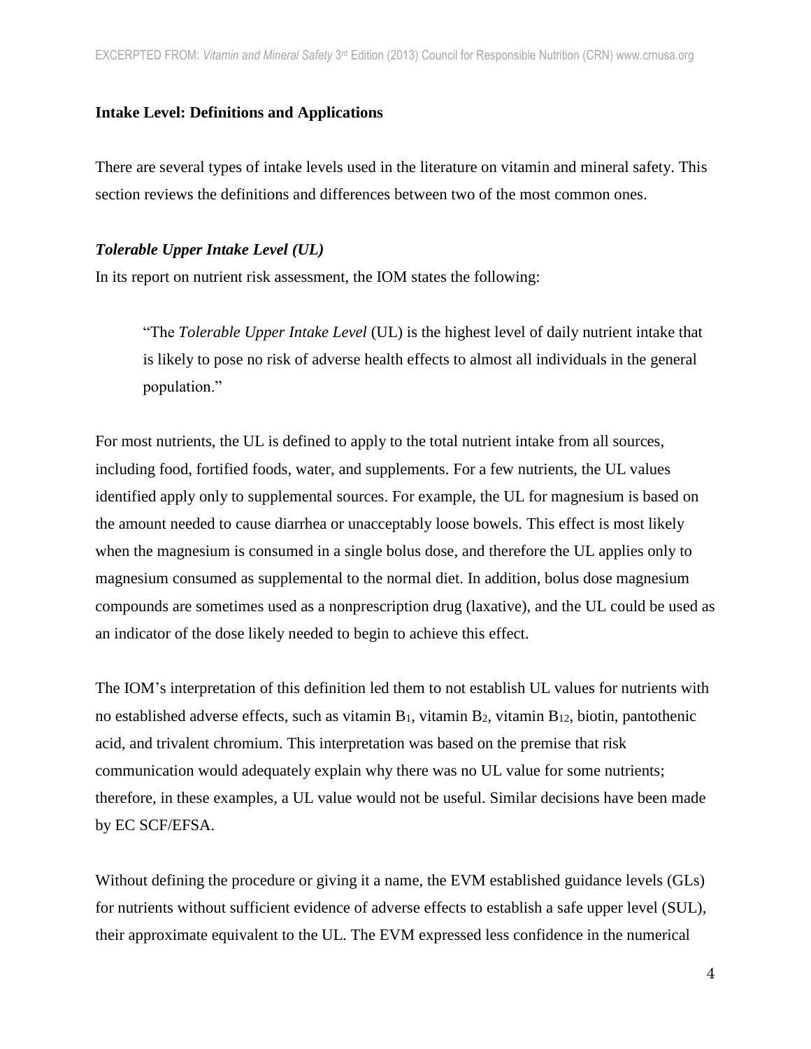## Intake Level: Definitions and Applications

There are several types of intake levels used in the literature on vitamin and mineral safety. This section reviews the definitions and differences between two of the most common ones.

### *Tolerable Upper Intake Level (UL)*

In its report on nutrient risk assessment, the IOM states the following:

> "The *Tolerable Upper Intake Level* (UL) is the highest level of daily nutrient intake that is likely to pose no risk of adverse health effects to almost all individuals in the general population."

For most nutrients, the UL is defined to apply to the total nutrient intake from all sources, including food, fortified foods, water, and supplements. For a few nutrients, the UL values identified apply only to supplemental sources. For example, the UL for magnesium is based on the amount needed to cause diarrhea or unacceptably loose bowels. This effect is most likely when the magnesium is consumed in a single bolus dose, and therefore the UL applies only to magnesium consumed as supplemental to the normal diet. In addition, bolus dose magnesium compounds are sometimes used as a nonprescription drug (laxative), and the UL could be used as an indicator of the dose likely needed to begin to achieve this effect.

The IOM's interpretation of this definition led them to not establish UL values for nutrients with no established adverse effects, such as vitamin $B_1$, vitamin $B_2$, vitamin $B_{12}$, biotin, pantothenic acid, and trivalent chromium. This interpretation was based on the premise that risk communication would adequately explain why there was no UL value for some nutrients; therefore, in these examples, a UL value would not be useful. Similar decisions have been made by EC SCF/EFSA.

Without defining the procedure or giving it a name, the EVM established guidance levels (GLs) for nutrients without sufficient evidence of adverse effects to establish a safe upper level (SUL), their approximate equivalent to the UL. The EVM expressed less confidence in the numerical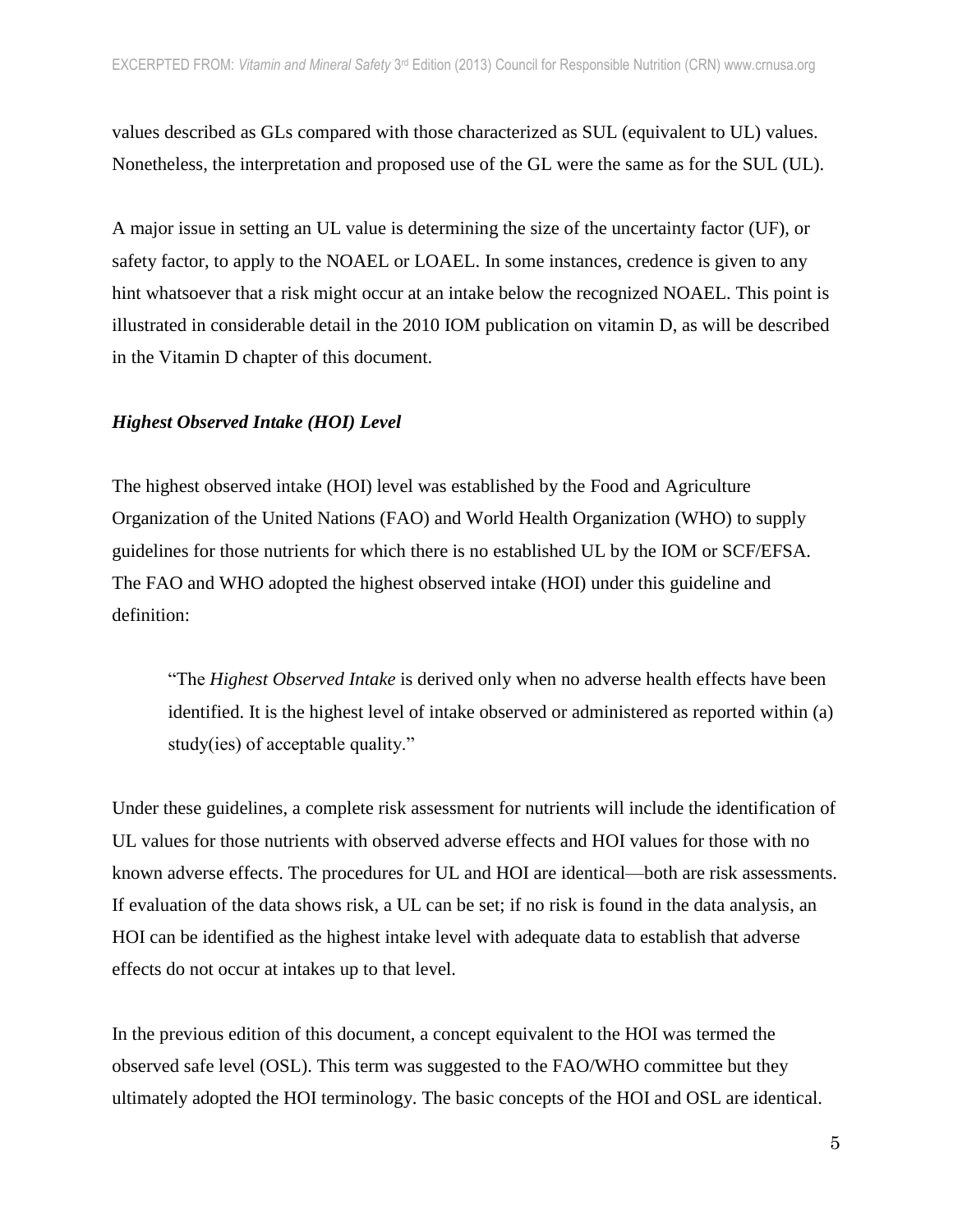values described as GLs compared with those characterized as SUL (equivalent to UL) values. Nonetheless, the interpretation and proposed use of the GL were the same as for the SUL (UL).

A major issue in setting an UL value is determining the size of the uncertainty factor (UF), or safety factor, to apply to the NOAEL or LOAEL. In some instances, credence is given to any hint whatsoever that a risk might occur at an intake below the recognized NOAEL. This point is illustrated in considerable detail in the 2010 IOM publication on vitamin D, as will be described in the Vitamin D chapter of this document.

### *Highest Observed Intake (HOI) Level*

The highest observed intake (HOI) level was established by the Food and Agriculture Organization of the United Nations (FAO) and World Health Organization (WHO) to supply guidelines for those nutrients for which there is no established UL by the IOM or SCF/EFSA. The FAO and WHO adopted the highest observed intake (HOI) under this guideline and definition:

> "The *Highest Observed Intake* is derived only when no adverse health effects have been identified. It is the highest level of intake observed or administered as reported within (a) study(ies) of acceptable quality."

Under these guidelines, a complete risk assessment for nutrients will include the identification of UL values for those nutrients with observed adverse effects and HOI values for those with no known adverse effects. The procedures for UL and HOI are identical—both are risk assessments. If evaluation of the data shows risk, a UL can be set; if no risk is found in the data analysis, an HOI can be identified as the highest intake level with adequate data to establish that adverse effects do not occur at intakes up to that level.

In the previous edition of this document, a concept equivalent to the HOI was termed the observed safe level (OSL). This term was suggested to the FAO/WHO committee but they ultimately adopted the HOI terminology. The basic concepts of the HOI and OSL are identical.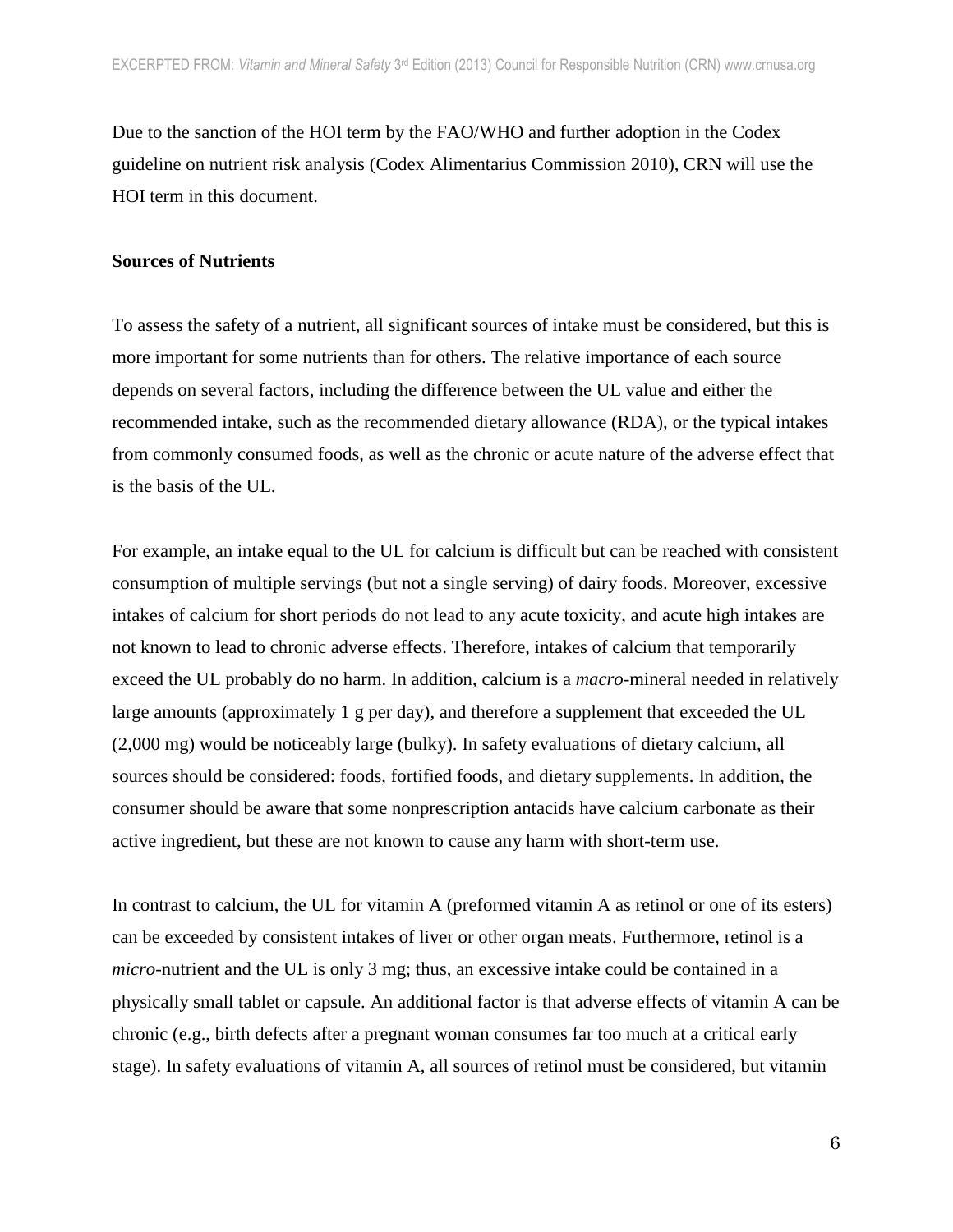Due to the sanction of the HOI term by the FAO/WHO and further adoption in the Codex guideline on nutrient risk analysis (Codex Alimentarius Commission 2010), CRN will use the HOI term in this document.

**Sources of Nutrients**

To assess the safety of a nutrient, all significant sources of intake must be considered, but this is more important for some nutrients than for others. The relative importance of each source depends on several factors, including the difference between the UL value and either the recommended intake, such as the recommended dietary allowance (RDA), or the typical intakes from commonly consumed foods, as well as the chronic or acute nature of the adverse effect that is the basis of the UL.

For example, an intake equal to the UL for calcium is difficult but can be reached with consistent consumption of multiple servings (but not a single serving) of dairy foods. Moreover, excessive intakes of calcium for short periods do not lead to any acute toxicity, and acute high intakes are not known to lead to chronic adverse effects. Therefore, intakes of calcium that temporarily exceed the UL probably do no harm. In addition, calcium is a *macro*-mineral needed in relatively large amounts (approximately 1 g per day), and therefore a supplement that exceeded the UL (2,000 mg) would be noticeably large (bulky). In safety evaluations of dietary calcium, all sources should be considered: foods, fortified foods, and dietary supplements. In addition, the consumer should be aware that some nonprescription antacids have calcium carbonate as their active ingredient, but these are not known to cause any harm with short-term use.

In contrast to calcium, the UL for vitamin A (preformed vitamin A as retinol or one of its esters) can be exceeded by consistent intakes of liver or other organ meats. Furthermore, retinol is a *micro*-nutrient and the UL is only 3 mg; thus, an excessive intake could be contained in a physically small tablet or capsule. An additional factor is that adverse effects of vitamin A can be chronic (e.g., birth defects after a pregnant woman consumes far too much at a critical early stage). In safety evaluations of vitamin A, all sources of retinol must be considered, but vitamin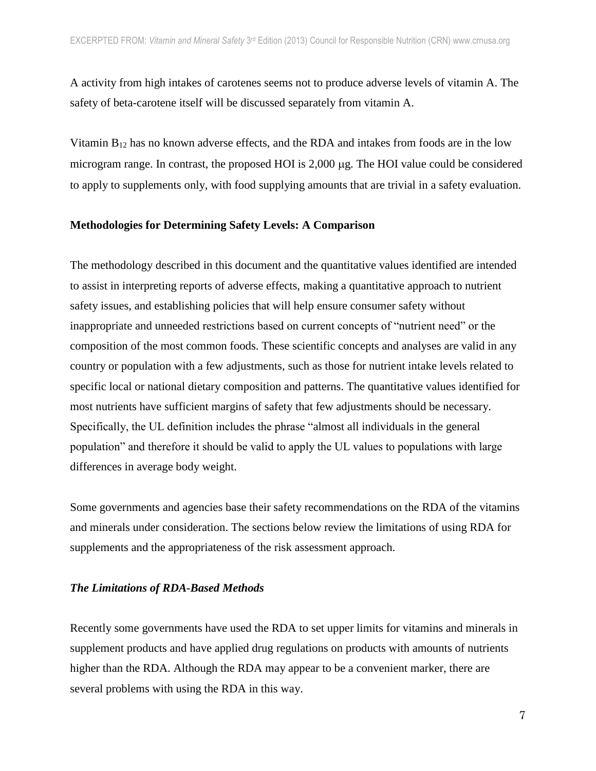A activity from high intakes of carotenes seems not to produce adverse levels of vitamin A. The safety of beta-carotene itself will be discussed separately from vitamin A.

Vitamin $B_{12}$ has no known adverse effects, and the RDA and intakes from foods are in the low microgram range. In contrast, the proposed HOI is 2,000 μg. The HOI value could be considered to apply to supplements only, with food supplying amounts that are trivial in a safety evaluation.

**Methodologies for Determining Safety Levels: A Comparison**

The methodology described in this document and the quantitative values identified are intended to assist in interpreting reports of adverse effects, making a quantitative approach to nutrient safety issues, and establishing policies that will help ensure consumer safety without inappropriate and unneeded restrictions based on current concepts of "nutrient need" or the composition of the most common foods. These scientific concepts and analyses are valid in any country or population with a few adjustments, such as those for nutrient intake levels related to specific local or national dietary composition and patterns. The quantitative values identified for most nutrients have sufficient margins of safety that few adjustments should be necessary. Specifically, the UL definition includes the phrase "almost all individuals in the general population" and therefore it should be valid to apply the UL values to populations with large differences in average body weight.

Some governments and agencies base their safety recommendations on the RDA of the vitamins and minerals under consideration. The sections below review the limitations of using RDA for supplements and the appropriateness of the risk assessment approach.

***The Limitations of RDA-Based Methods***

Recently some governments have used the RDA to set upper limits for vitamins and minerals in supplement products and have applied drug regulations on products with amounts of nutrients higher than the RDA. Although the RDA may appear to be a convenient marker, there are several problems with using the RDA in this way.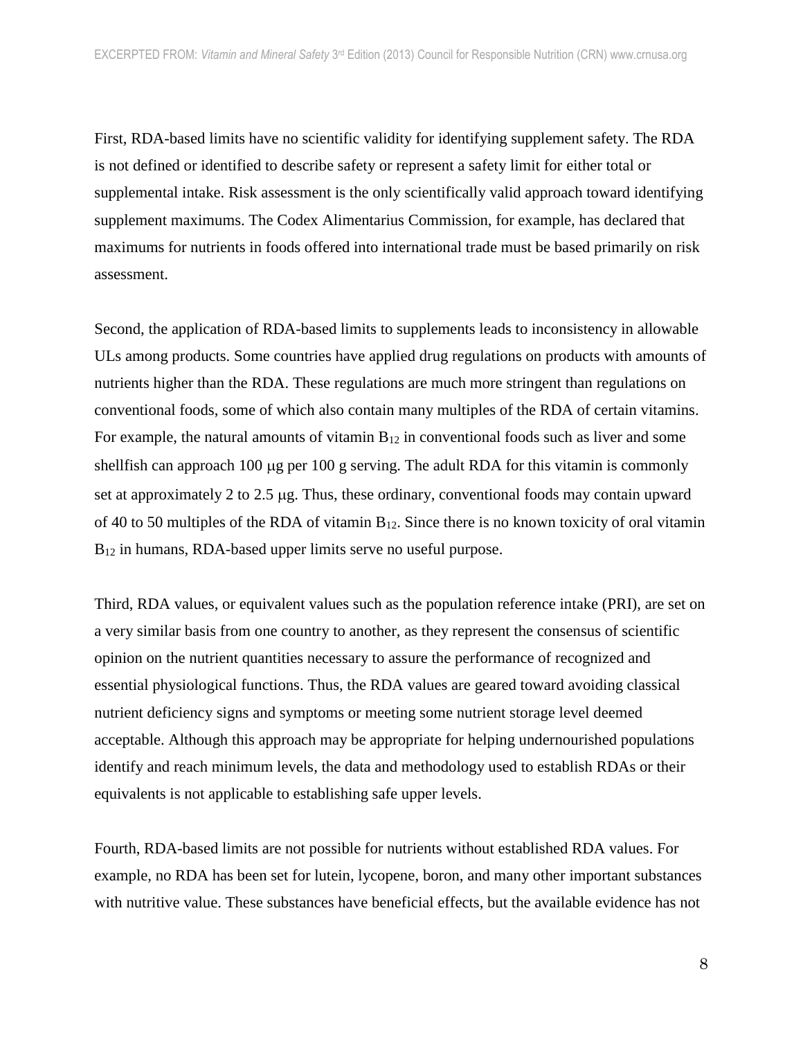First, RDA-based limits have no scientific validity for identifying supplement safety. The RDA is not defined or identified to describe safety or represent a safety limit for either total or supplemental intake. Risk assessment is the only scientifically valid approach toward identifying supplement maximums. The Codex Alimentarius Commission, for example, has declared that maximums for nutrients in foods offered into international trade must be based primarily on risk assessment.

Second, the application of RDA-based limits to supplements leads to inconsistency in allowable ULs among products. Some countries have applied drug regulations on products with amounts of nutrients higher than the RDA. These regulations are much more stringent than regulations on conventional foods, some of which also contain many multiples of the RDA of certain vitamins. For example, the natural amounts of vitamin $B_{12}$ in conventional foods such as liver and some shellfish can approach 100 μg per 100 g serving. The adult RDA for this vitamin is commonly set at approximately 2 to 2.5 μg. Thus, these ordinary, conventional foods may contain upward of 40 to 50 multiples of the RDA of vitamin $B_{12}$. Since there is no known toxicity of oral vitamin $B_{12}$ in humans, RDA-based upper limits serve no useful purpose.

Third, RDA values, or equivalent values such as the population reference intake (PRI), are set on a very similar basis from one country to another, as they represent the consensus of scientific opinion on the nutrient quantities necessary to assure the performance of recognized and essential physiological functions. Thus, the RDA values are geared toward avoiding classical nutrient deficiency signs and symptoms or meeting some nutrient storage level deemed acceptable. Although this approach may be appropriate for helping undernourished populations identify and reach minimum levels, the data and methodology used to establish RDAs or their equivalents is not applicable to establishing safe upper levels.

Fourth, RDA-based limits are not possible for nutrients without established RDA values. For example, no RDA has been set for lutein, lycopene, boron, and many other important substances with nutritive value. These substances have beneficial effects, but the available evidence has not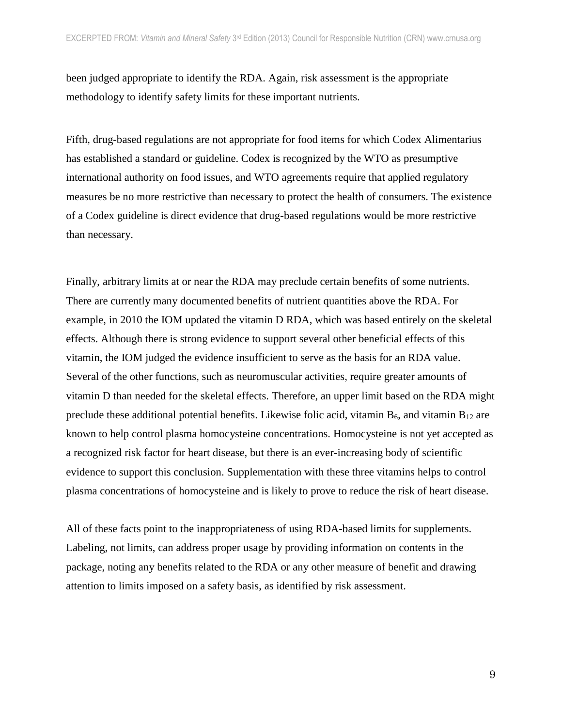been judged appropriate to identify the RDA. Again, risk assessment is the appropriate methodology to identify safety limits for these important nutrients.

Fifth, drug-based regulations are not appropriate for food items for which Codex Alimentarius has established a standard or guideline. Codex is recognized by the WTO as presumptive international authority on food issues, and WTO agreements require that applied regulatory measures be no more restrictive than necessary to protect the health of consumers. The existence of a Codex guideline is direct evidence that drug-based regulations would be more restrictive than necessary.

Finally, arbitrary limits at or near the RDA may preclude certain benefits of some nutrients. There are currently many documented benefits of nutrient quantities above the RDA. For example, in 2010 the IOM updated the vitamin D RDA, which was based entirely on the skeletal effects. Although there is strong evidence to support several other beneficial effects of this vitamin, the IOM judged the evidence insufficient to serve as the basis for an RDA value. Several of the other functions, such as neuromuscular activities, require greater amounts of vitamin D than needed for the skeletal effects. Therefore, an upper limit based on the RDA might preclude these additional potential benefits. Likewise folic acid, vitamin $B_6$, and vitamin $B_{12}$ are known to help control plasma homocysteine concentrations. Homocysteine is not yet accepted as a recognized risk factor for heart disease, but there is an ever-increasing body of scientific evidence to support this conclusion. Supplementation with these three vitamins helps to control plasma concentrations of homocysteine and is likely to prove to reduce the risk of heart disease.

All of these facts point to the inappropriateness of using RDA-based limits for supplements. Labeling, not limits, can address proper usage by providing information on contents in the package, noting any benefits related to the RDA or any other measure of benefit and drawing attention to limits imposed on a safety basis, as identified by risk assessment.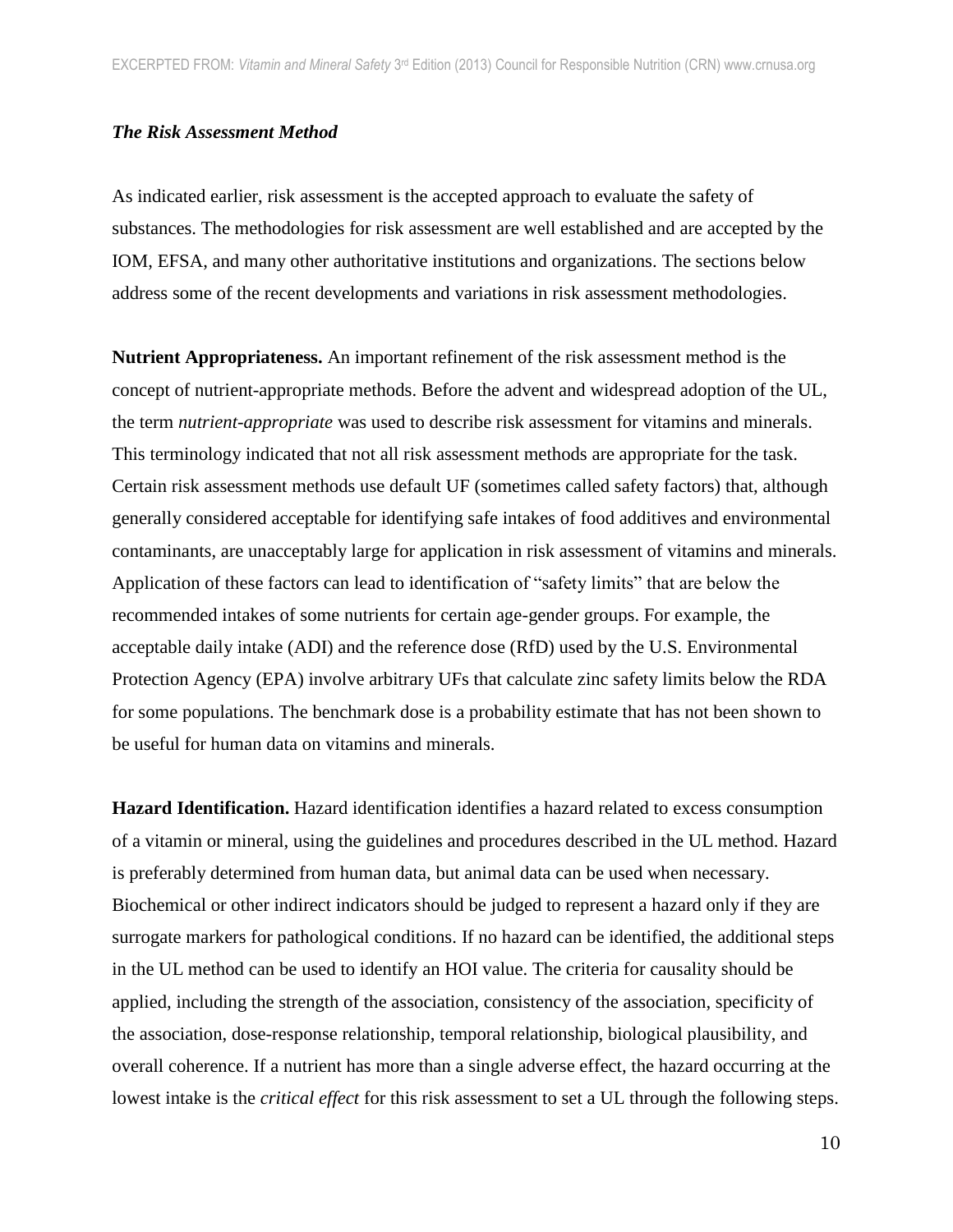### *The Risk Assessment Method*

As indicated earlier, risk assessment is the accepted approach to evaluate the safety of substances. The methodologies for risk assessment are well established and are accepted by the IOM, EFSA, and many other authoritative institutions and organizations. The sections below address some of the recent developments and variations in risk assessment methodologies.

**Nutrient Appropriateness.** An important refinement of the risk assessment method is the concept of nutrient-appropriate methods. Before the advent and widespread adoption of the UL, the term *nutrient-appropriate* was used to describe risk assessment for vitamins and minerals. This terminology indicated that not all risk assessment methods are appropriate for the task. Certain risk assessment methods use default UF (sometimes called safety factors) that, although generally considered acceptable for identifying safe intakes of food additives and environmental contaminants, are unacceptably large for application in risk assessment of vitamins and minerals. Application of these factors can lead to identification of "safety limits" that are below the recommended intakes of some nutrients for certain age-gender groups. For example, the acceptable daily intake (ADI) and the reference dose (RfD) used by the U.S. Environmental Protection Agency (EPA) involve arbitrary UFs that calculate zinc safety limits below the RDA for some populations. The benchmark dose is a probability estimate that has not been shown to be useful for human data on vitamins and minerals.

**Hazard Identification.** Hazard identification identifies a hazard related to excess consumption of a vitamin or mineral, using the guidelines and procedures described in the UL method. Hazard is preferably determined from human data, but animal data can be used when necessary. Biochemical or other indirect indicators should be judged to represent a hazard only if they are surrogate markers for pathological conditions. If no hazard can be identified, the additional steps in the UL method can be used to identify an HOI value. The criteria for causality should be applied, including the strength of the association, consistency of the association, specificity of the association, dose-response relationship, temporal relationship, biological plausibility, and overall coherence. If a nutrient has more than a single adverse effect, the hazard occurring at the lowest intake is the *critical effect* for this risk assessment to set a UL through the following steps.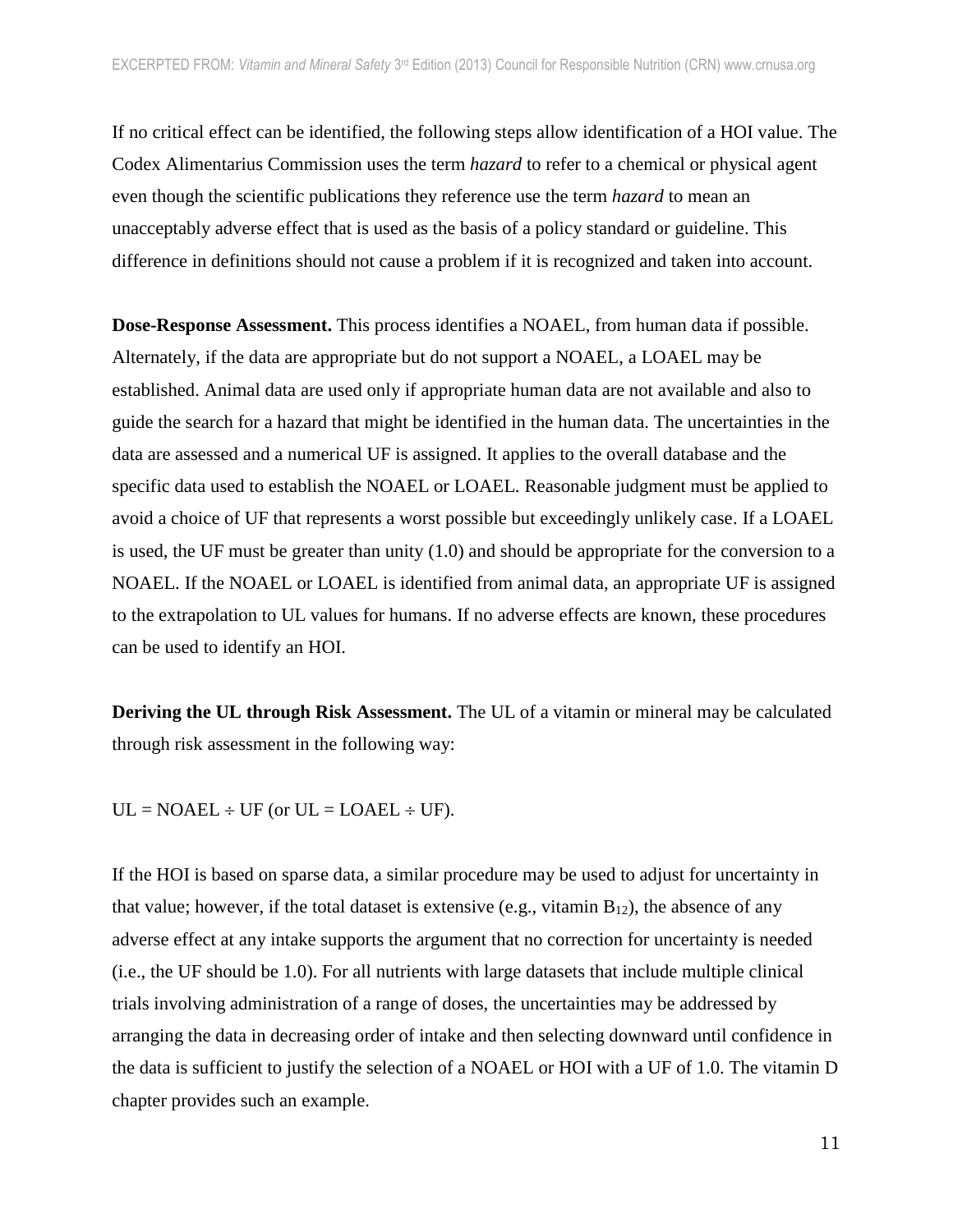If no critical effect can be identified, the following steps allow identification of a HOI value. The Codex Alimentarius Commission uses the term *hazard* to refer to a chemical or physical agent even though the scientific publications they reference use the term *hazard* to mean an unacceptably adverse effect that is used as the basis of a policy standard or guideline. This difference in definitions should not cause a problem if it is recognized and taken into account.

**Dose-Response Assessment.** This process identifies a NOAEL, from human data if possible. Alternately, if the data are appropriate but do not support a NOAEL, a LOAEL may be established. Animal data are used only if appropriate human data are not available and also to guide the search for a hazard that might be identified in the human data. The uncertainties in the data are assessed and a numerical UF is assigned. It applies to the overall database and the specific data used to establish the NOAEL or LOAEL. Reasonable judgment must be applied to avoid a choice of UF that represents a worst possible but exceedingly unlikely case. If a LOAEL is used, the UF must be greater than unity (1.0) and should be appropriate for the conversion to a NOAEL. If the NOAEL or LOAEL is identified from animal data, an appropriate UF is assigned to the extrapolation to UL values for humans. If no adverse effects are known, these procedures can be used to identify an HOI.

**Deriving the UL through Risk Assessment.** The UL of a vitamin or mineral may be calculated through risk assessment in the following way:

UL = NOAEL ÷ UF (or UL = LOAEL ÷ UF).

If the HOI is based on sparse data, a similar procedure may be used to adjust for uncertainty in that value; however, if the total dataset is extensive (e.g., vitamin $B_{12}$), the absence of any adverse effect at any intake supports the argument that no correction for uncertainty is needed (i.e., the UF should be 1.0). For all nutrients with large datasets that include multiple clinical trials involving administration of a range of doses, the uncertainties may be addressed by arranging the data in decreasing order of intake and then selecting downward until confidence in the data is sufficient to justify the selection of a NOAEL or HOI with a UF of 1.0. The vitamin D chapter provides such an example.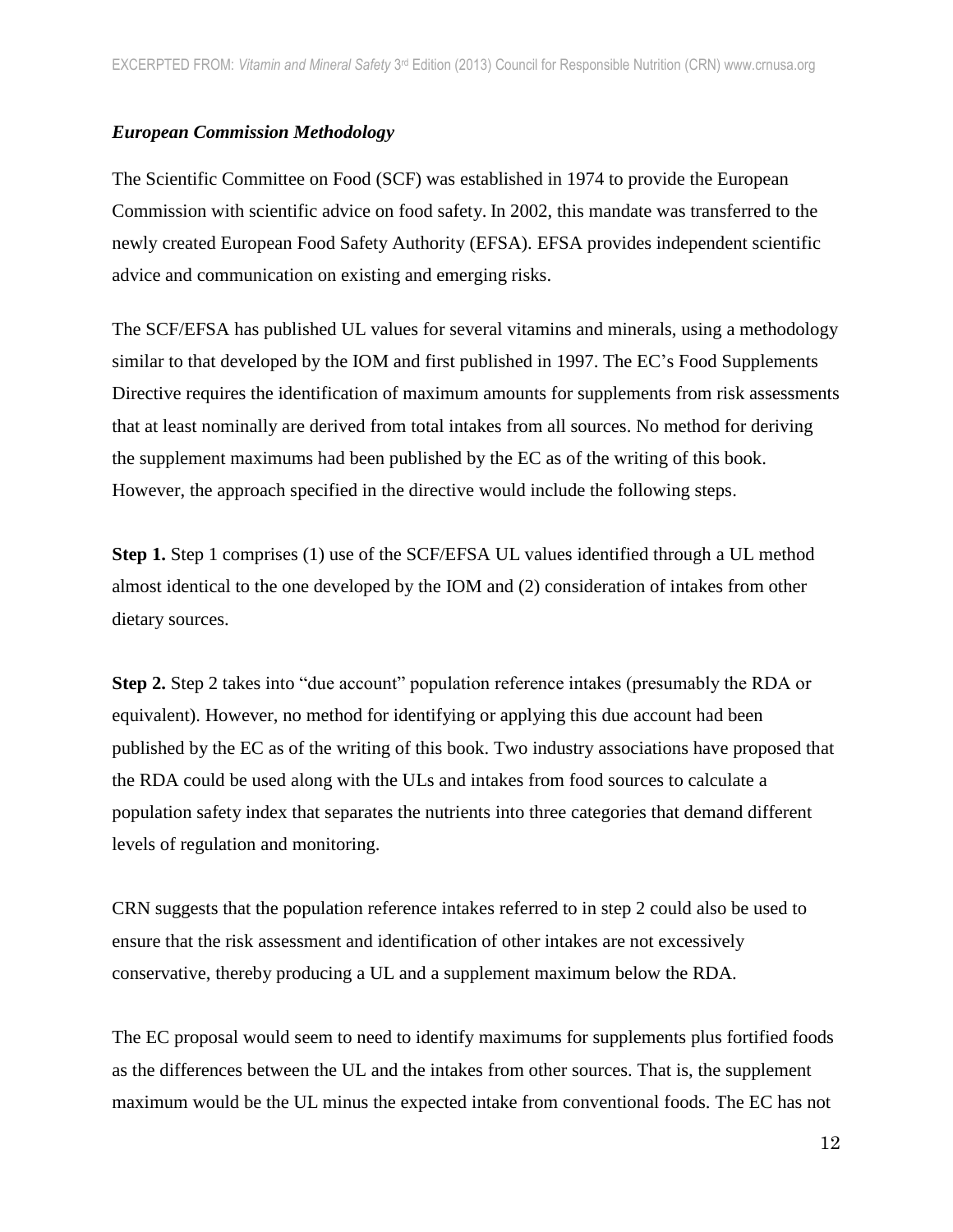### *European Commission Methodology*

The Scientific Committee on Food (SCF) was established in 1974 to provide the European Commission with scientific advice on food safety. In 2002, this mandate was transferred to the newly created European Food Safety Authority (EFSA). EFSA provides independent scientific advice and communication on existing and emerging risks.

The SCF/EFSA has published UL values for several vitamins and minerals, using a methodology similar to that developed by the IOM and first published in 1997. The EC's Food Supplements Directive requires the identification of maximum amounts for supplements from risk assessments that at least nominally are derived from total intakes from all sources. No method for deriving the supplement maximums had been published by the EC as of the writing of this book. However, the approach specified in the directive would include the following steps.

**Step 1.** Step 1 comprises (1) use of the SCF/EFSA UL values identified through a UL method almost identical to the one developed by the IOM and (2) consideration of intakes from other dietary sources.

**Step 2.** Step 2 takes into "due account" population reference intakes (presumably the RDA or equivalent). However, no method for identifying or applying this due account had been published by the EC as of the writing of this book. Two industry associations have proposed that the RDA could be used along with the ULs and intakes from food sources to calculate a population safety index that separates the nutrients into three categories that demand different levels of regulation and monitoring.

CRN suggests that the population reference intakes referred to in step 2 could also be used to ensure that the risk assessment and identification of other intakes are not excessively conservative, thereby producing a UL and a supplement maximum below the RDA.

The EC proposal would seem to need to identify maximums for supplements plus fortified foods as the differences between the UL and the intakes from other sources. That is, the supplement maximum would be the UL minus the expected intake from conventional foods. The EC has not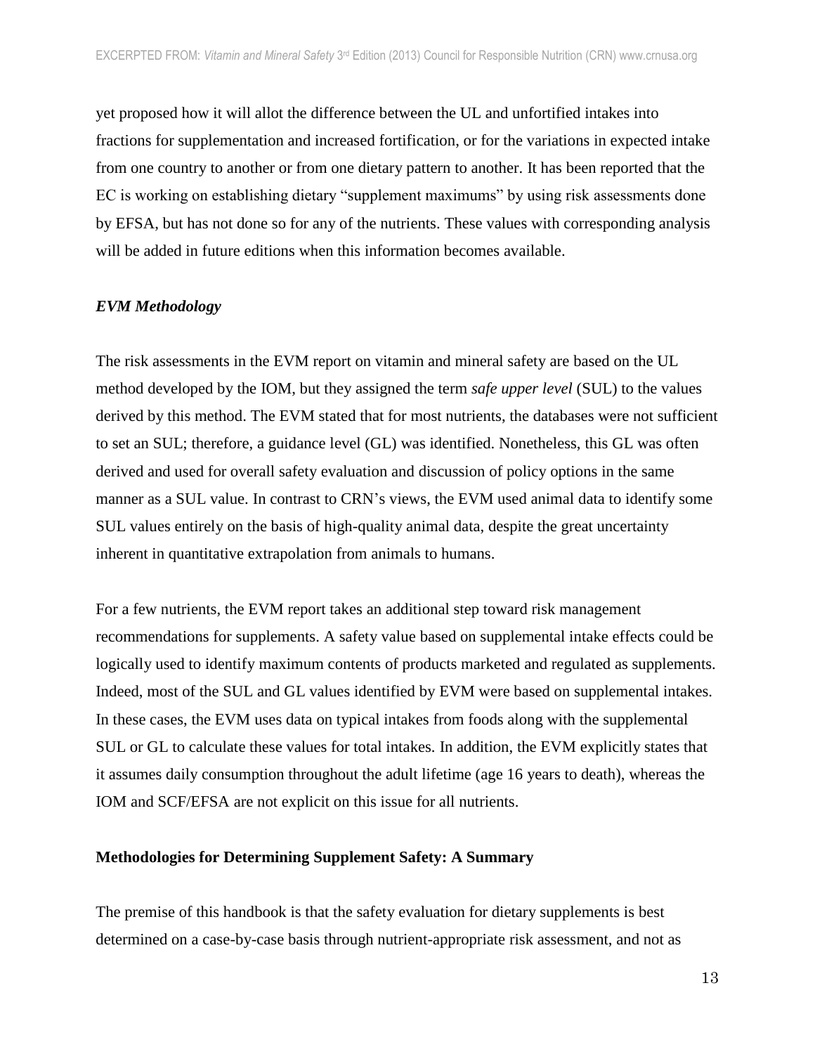yet proposed how it will allot the difference between the UL and unfortified intakes into fractions for supplementation and increased fortification, or for the variations in expected intake from one country to another or from one dietary pattern to another. It has been reported that the EC is working on establishing dietary "supplement maximums" by using risk assessments done by EFSA, but has not done so for any of the nutrients. These values with corresponding analysis will be added in future editions when this information becomes available.

### *EVM Methodology*

The risk assessments in the EVM report on vitamin and mineral safety are based on the UL method developed by the IOM, but they assigned the term *safe upper level* (SUL) to the values derived by this method. The EVM stated that for most nutrients, the databases were not sufficient to set an SUL; therefore, a guidance level (GL) was identified. Nonetheless, this GL was often derived and used for overall safety evaluation and discussion of policy options in the same manner as a SUL value. In contrast to CRN's views, the EVM used animal data to identify some SUL values entirely on the basis of high-quality animal data, despite the great uncertainty inherent in quantitative extrapolation from animals to humans.

For a few nutrients, the EVM report takes an additional step toward risk management recommendations for supplements. A safety value based on supplemental intake effects could be logically used to identify maximum contents of products marketed and regulated as supplements. Indeed, most of the SUL and GL values identified by EVM were based on supplemental intakes. In these cases, the EVM uses data on typical intakes from foods along with the supplemental SUL or GL to calculate these values for total intakes. In addition, the EVM explicitly states that it assumes daily consumption throughout the adult lifetime (age 16 years to death), whereas the IOM and SCF/EFSA are not explicit on this issue for all nutrients.

## Methodologies for Determining Supplement Safety: A Summary

The premise of this handbook is that the safety evaluation for dietary supplements is best determined on a case-by-case basis through nutrient-appropriate risk assessment, and not as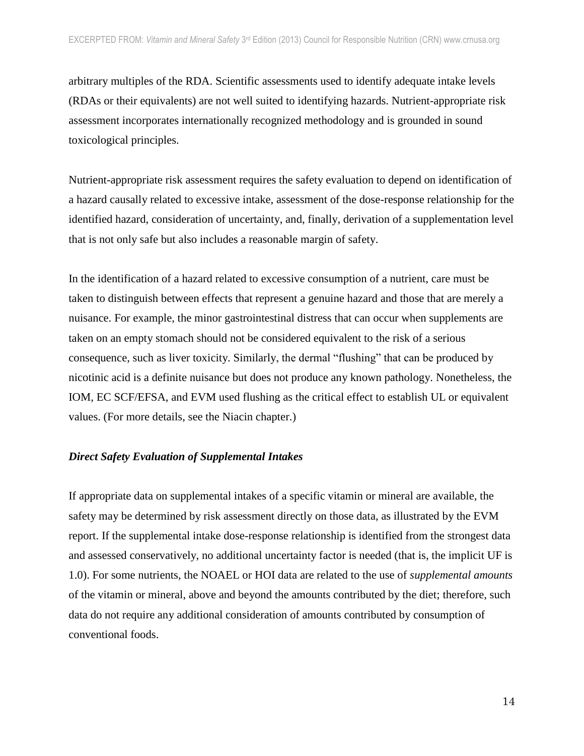arbitrary multiples of the RDA. Scientific assessments used to identify adequate intake levels (RDAs or their equivalents) are not well suited to identifying hazards. Nutrient-appropriate risk assessment incorporates internationally recognized methodology and is grounded in sound toxicological principles.

Nutrient-appropriate risk assessment requires the safety evaluation to depend on identification of a hazard causally related to excessive intake, assessment of the dose-response relationship for the identified hazard, consideration of uncertainty, and, finally, derivation of a supplementation level that is not only safe but also includes a reasonable margin of safety.

In the identification of a hazard related to excessive consumption of a nutrient, care must be taken to distinguish between effects that represent a genuine hazard and those that are merely a nuisance. For example, the minor gastrointestinal distress that can occur when supplements are taken on an empty stomach should not be considered equivalent to the risk of a serious consequence, such as liver toxicity. Similarly, the dermal "flushing" that can be produced by nicotinic acid is a definite nuisance but does not produce any known pathology. Nonetheless, the IOM, EC SCF/EFSA, and EVM used flushing as the critical effect to establish UL or equivalent values. (For more details, see the Niacin chapter.)

***Direct Safety Evaluation of Supplemental Intakes***

If appropriate data on supplemental intakes of a specific vitamin or mineral are available, the safety may be determined by risk assessment directly on those data, as illustrated by the EVM report. If the supplemental intake dose-response relationship is identified from the strongest data and assessed conservatively, no additional uncertainty factor is needed (that is, the implicit UF is 1.0). For some nutrients, the NOAEL or HOI data are related to the use of *supplemental amounts* of the vitamin or mineral, above and beyond the amounts contributed by the diet; therefore, such data do not require any additional consideration of amounts contributed by consumption of conventional foods.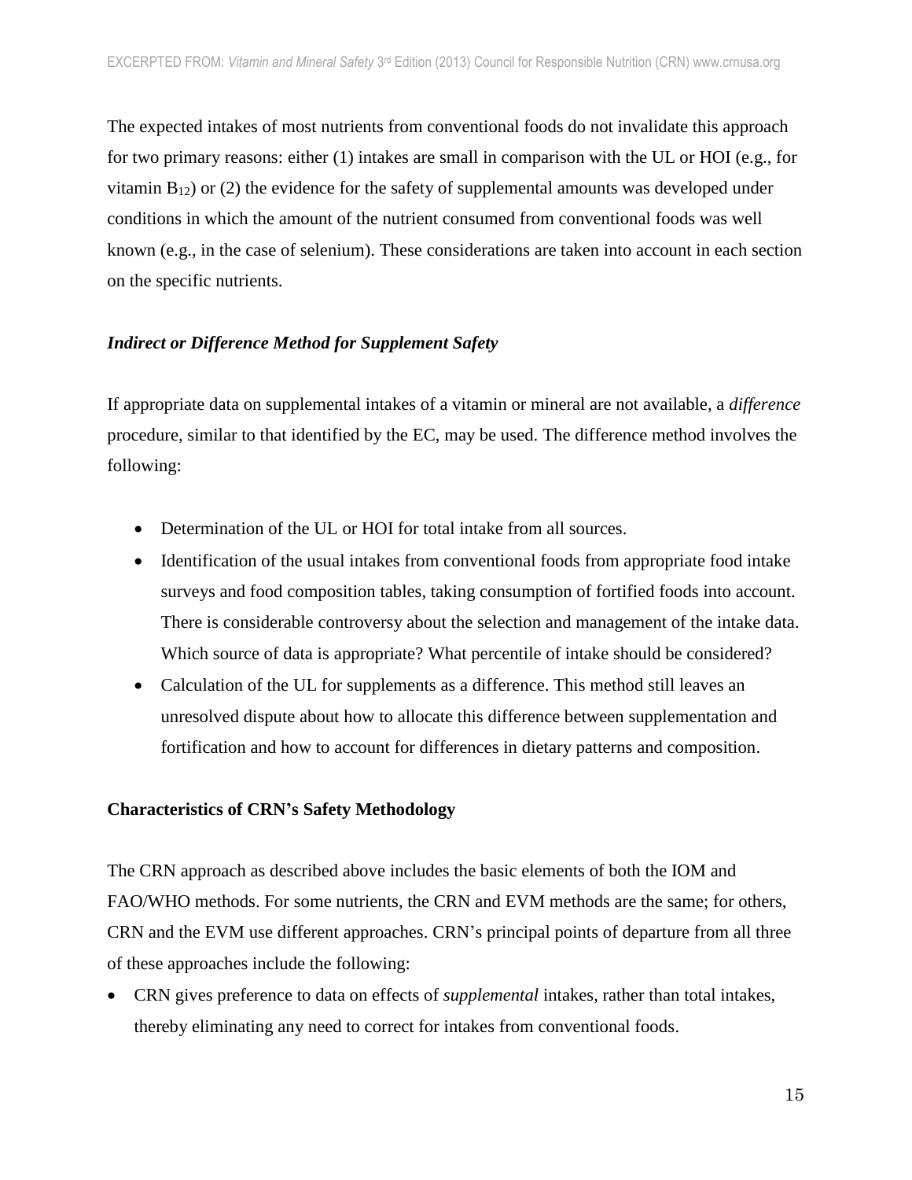The expected intakes of most nutrients from conventional foods do not invalidate this approach for two primary reasons: either (1) intakes are small in comparison with the UL or HOI (e.g., for vitamin $B_{12}$) or (2) the evidence for the safety of supplemental amounts was developed under conditions in which the amount of the nutrient consumed from conventional foods was well known (e.g., in the case of selenium). These considerations are taken into account in each section on the specific nutrients.

### *Indirect or Difference Method for Supplement Safety*

If appropriate data on supplemental intakes of a vitamin or mineral are not available, a *difference* procedure, similar to that identified by the EC, may be used. The difference method involves the following:

- Determination of the UL or HOI for total intake from all sources.
- Identification of the usual intakes from conventional foods from appropriate food intake surveys and food composition tables, taking consumption of fortified foods into account. There is considerable controversy about the selection and management of the intake data. Which source of data is appropriate? What percentile of intake should be considered?
- Calculation of the UL for supplements as a difference. This method still leaves an unresolved dispute about how to allocate this difference between supplementation and fortification and how to account for differences in dietary patterns and composition.

### Characteristics of CRN's Safety Methodology

The CRN approach as described above includes the basic elements of both the IOM and FAO/WHO methods. For some nutrients, the CRN and EVM methods are the same; for others, CRN and the EVM use different approaches. CRN's principal points of departure from all three of these approaches include the following:

- CRN gives preference to data on effects of *supplemental* intakes, rather than total intakes, thereby eliminating any need to correct for intakes from conventional foods.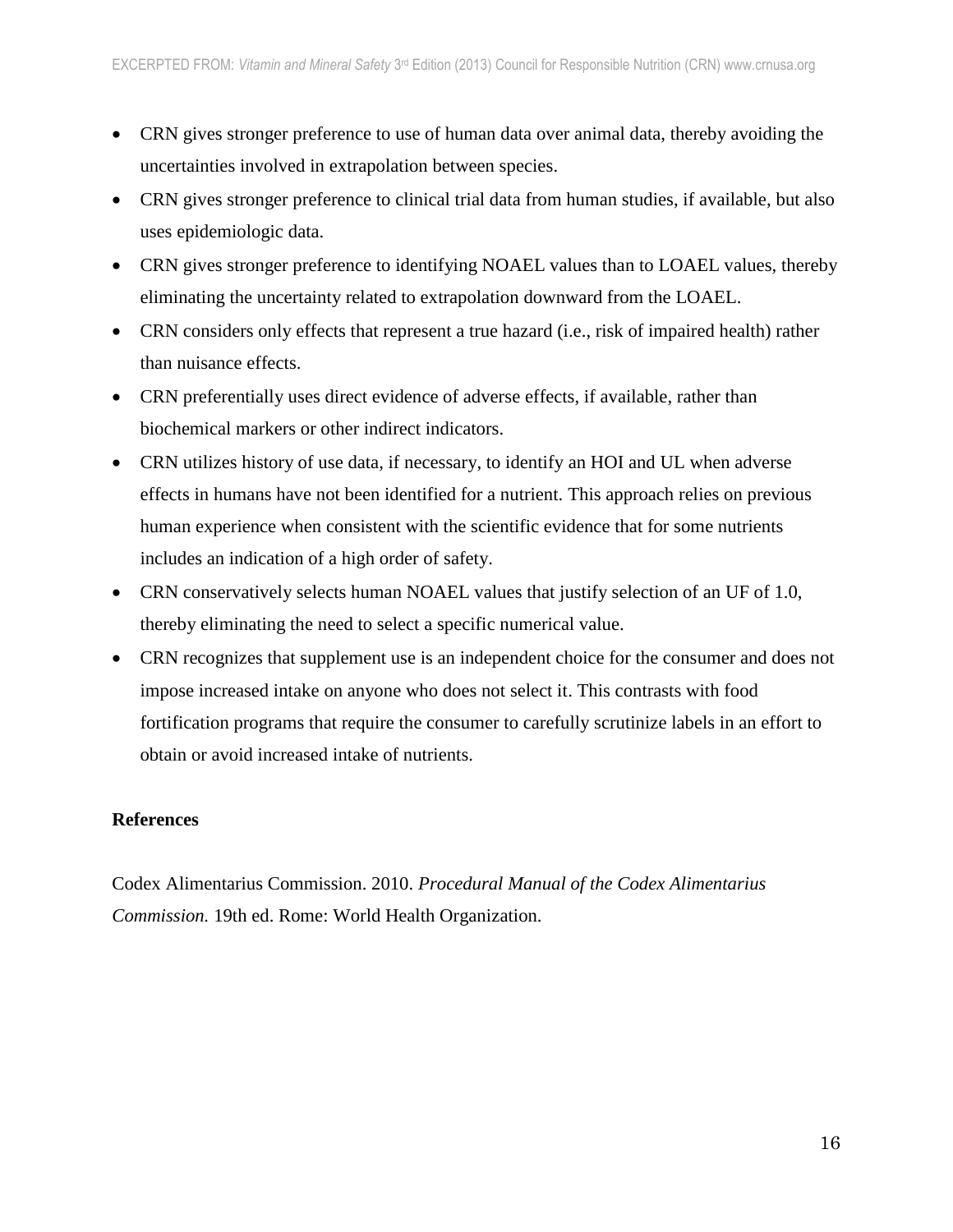- CRN gives stronger preference to use of human data over animal data, thereby avoiding the uncertainties involved in extrapolation between species.
- CRN gives stronger preference to clinical trial data from human studies, if available, but also uses epidemiologic data.
- CRN gives stronger preference to identifying NOAEL values than to LOAEL values, thereby eliminating the uncertainty related to extrapolation downward from the LOAEL.
- CRN considers only effects that represent a true hazard (i.e., risk of impaired health) rather than nuisance effects.
- CRN preferentially uses direct evidence of adverse effects, if available, rather than biochemical markers or other indirect indicators.
- CRN utilizes history of use data, if necessary, to identify an HOI and UL when adverse effects in humans have not been identified for a nutrient. This approach relies on previous human experience when consistent with the scientific evidence that for some nutrients includes an indication of a high order of safety.
- CRN conservatively selects human NOAEL values that justify selection of an UF of 1.0, thereby eliminating the need to select a specific numerical value.
- CRN recognizes that supplement use is an independent choice for the consumer and does not impose increased intake on anyone who does not select it. This contrasts with food fortification programs that require the consumer to carefully scrutinize labels in an effort to obtain or avoid increased intake of nutrients.

**References**

Codex Alimentarius Commission. 2010. *Procedural Manual of the Codex Alimentarius Commission.* 19th ed. Rome: World Health Organization.